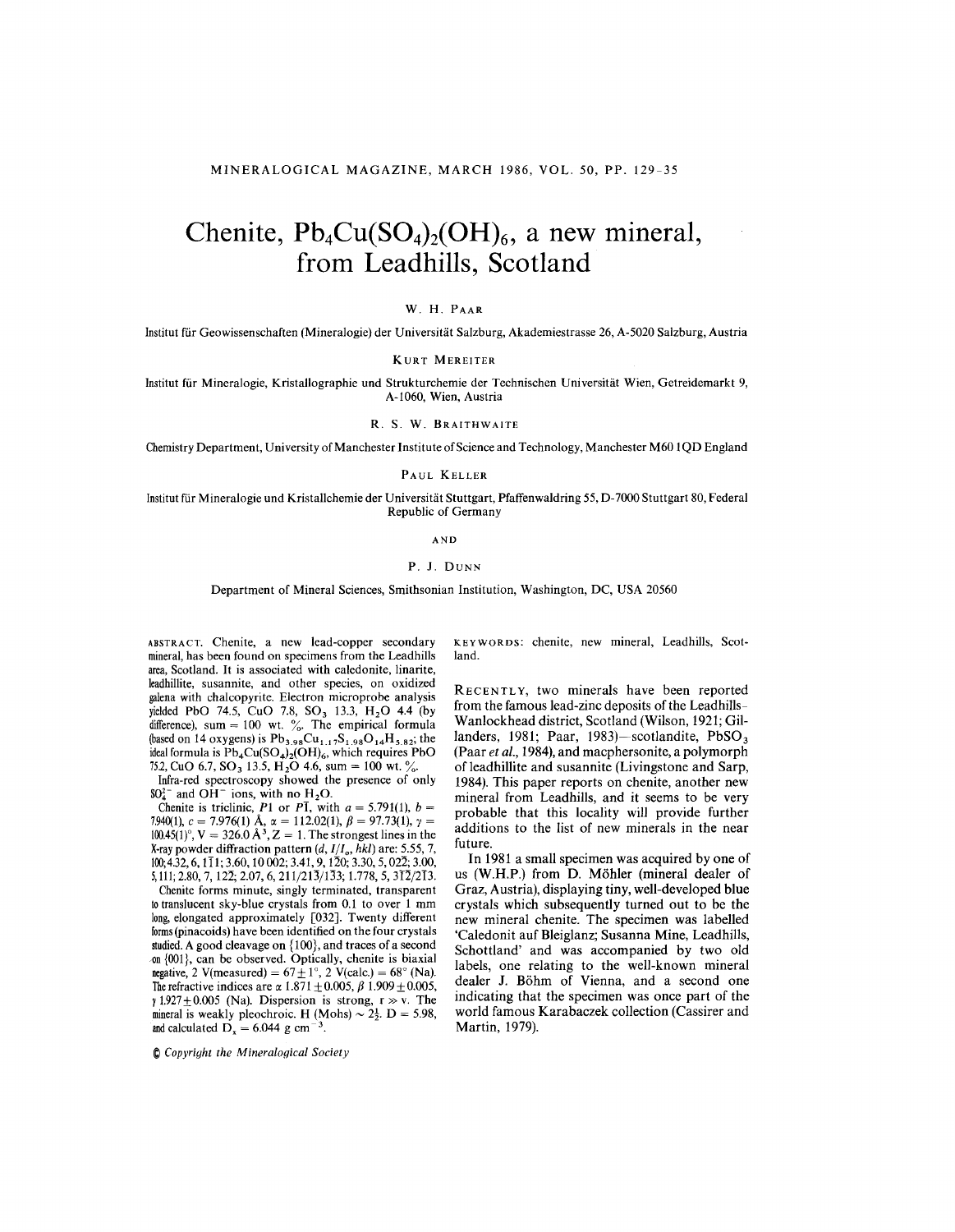# Chenite, $Pb_4Cu(SO_4)_2(OH)_6$, a new mineral, from Leadhills, Scotland

W. H. PAAR

Institut für Geowissenschaften (Mineralogie) der Universität Salzburg, Akademiestrasse 26, A-5020 Salzburg, Austria

KURT MEREITER

Institut für Mineralogie, Kristallographie und Strukturchemie der Technischen Universität Wien, Getreidemarkt 9, A-1060, Wien, Austria

R. S. W. BRAITHWAITE

Chemistry Department, University of Manchester Institute of Science and Technology, Manchester M60 1QD England

PAUL KELLER

Institut für Mineralogie und Kristallchemie der Universität Stuttgart, Pfaffenwaldring 55, D-7000 Stuttgart 80, Federal Republic of Germany

AND

P. J. DUNN

Department of Mineral Sciences, Smithsonian Institution, Washington, DC, USA 20560

ABSTRACT. Chenite, a new lead-copper secondary mineral, has been found on specimens from the Leadhills area, Scotland. It is associated with caledonite, linarite, leadhillite, susannite, and other species, on oxidized galena with chalcopyrite. Electron microprobe analysis yielded PbO 74.5, CuO 7.8, $SO_3$ 13.3, $H_2O$ 4.4 (by difference), sum = 100 wt. %. The empirical formula (based on 14 oxygens) is $Pb_{3.98}Cu_{1.17}S_{1.98}O_{14}H_{5.82}$; the ideal formula is $Pb_4Cu(SO_4)_2(OH)_6$, which requires PbO 75.2, CuO 6.7, $SO_3$ 13.5, $H_2O$ 4.6, sum = 100 wt. %.

Infra-red spectroscopy showed the presence of only $SO_4^{2-}$ and $OH^-$ ions, with no $H_2O$.

Chenite is triclinic, $P1$ or $P\bar{1}$, with $a = 5.791(1)$, $b = 7.940(1)$, $c = 7.976(1)$ Å, $\alpha = 112.02(1)$, $\beta = 97.73(1)$, $\gamma = 100.45(1)°$, $V = 326.0$ Å$^3$, $Z = 1$. The strongest lines in the X-ray powder diffraction pattern ($d$, $I/I_o$, $hkl$) are: 5.55, 7, 100; 4.32, 6, $1\bar{1}1$; 3.60, 10 002; 3.41, 9, $1\bar{2}0$; 3.30, 5, $02\bar{2}$; 3.00, 5, 111; 2.80, 7, $12\bar{2}$; 2.07, 6, $211/21\bar{3}/1\bar{3}3$; 1.778, 5, $3\bar{1}\bar{2}/2\bar{1}3$.

Chenite forms minute, singly terminated, transparent to translucent sky-blue crystals from 0.1 to over 1 mm long, elongated approximately [032]. Twenty different forms (pinacoids) have been identified on the four crystals studied. A good cleavage on {100}, and traces of a second on {001}, can be observed. Optically, chenite is biaxial negative, 2 V(measured) = $67 \pm 1°$, 2 V(calc.) = 68° (Na). The refractive indices are $\alpha$ $1.871 \pm 0.005$, $\beta$ $1.909 \pm 0.005$, $\gamma$ $1.927 \pm 0.005$ (Na). Dispersion is strong, $r \gg v$. The mineral is weakly pleochroic. H (Mohs) ~ $2\frac{1}{2}$. D = 5.98, and calculated $D_x = 6.044$ g cm$^{-3}$.

KEYWORDS: chenite, new mineral, Leadhills, Scotland.

RECENTLY, two minerals have been reported from the famous lead-zinc deposits of the Leadhills-Wanlockhead district, Scotland (Wilson, 1921; Gillanders, 1981; Paar, 1983)—scotlandite, $PbSO_3$ (Paar *et al.*, 1984), and macphersonite, a polymorph of leadhillite and susannite (Livingstone and Sarp, 1984). This paper reports on chenite, another new mineral from Leadhills, and it seems to be very probable that this locality will provide further additions to the list of new minerals in the near future.

In 1981 a small specimen was acquired by one of us (W.H.P.) from D. Möhler (mineral dealer of Graz, Austria), displaying tiny, well-developed blue crystals which subsequently turned out to be the new mineral chenite. The specimen was labelled 'Caledonit auf Bleiglanz; Susanna Mine, Leadhills, Schottland' and was accompanied by two old labels, one relating to the well-known mineral dealer J. Böhm of Vienna, and a second one indicating that the specimen was once part of the world famous Karabaczek collection (Cassirer and Martin, 1979).

© *Copyright the Mineralogical Society*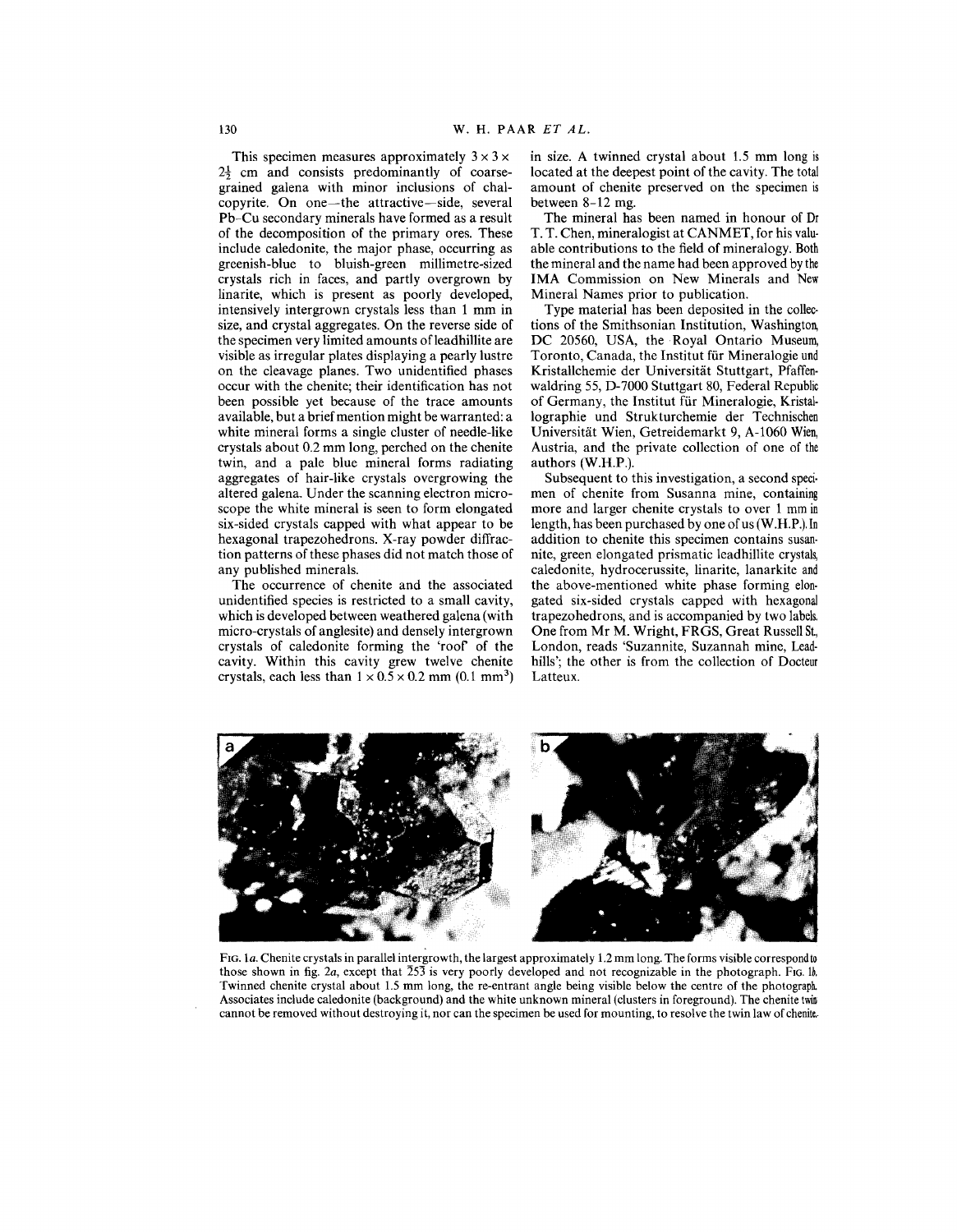This specimen measures approximately $3 \times 3 \times 2\frac{1}{2}$ cm and consists predominantly of coarse-grained galena with minor inclusions of chalcopyrite. On one—the attractive—side, several Pb–Cu secondary minerals have formed as a result of the decomposition of the primary ores. These include caledonite, the major phase, occurring as greenish-blue to bluish-green millimetre-sized crystals rich in faces, and partly overgrown by linarite, which is present as poorly developed, intensively intergrown crystals less than 1 mm in size, and crystal aggregates. On the reverse side of the specimen very limited amounts of leadhillite are visible as irregular plates displaying a pearly lustre on the cleavage planes. Two unidentified phases occur with the chenite; their identification has not been possible yet because of the trace amounts available, but a brief mention might be warranted: a white mineral forms a single cluster of needle-like crystals about 0.2 mm long, perched on the chenite twin, and a pale blue mineral forms radiating aggregates of hair-like crystals overgrowing the altered galena. Under the scanning electron microscope the white mineral is seen to form elongated six-sided crystals capped with what appear to be hexagonal trapezohedrons. X-ray powder diffraction patterns of these phases did not match those of any published minerals.

The occurrence of chenite and the associated unidentified species is restricted to a small cavity, which is developed between weathered galena (with micro-crystals of anglesite) and densely intergrown crystals of caledonite forming the 'roof' of the cavity. Within this cavity grew twelve chenite crystals, each less than $1 \times 0.5 \times 0.2$ mm (0.1 mm$^3$) in size. A twinned crystal about 1.5 mm long is located at the deepest point of the cavity. The total amount of chenite preserved on the specimen is between 8–12 mg.

The mineral has been named in honour of Dr T. T. Chen, mineralogist at CANMET, for his valuable contributions to the field of mineralogy. Both the mineral and the name had been approved by the IMA Commission on New Minerals and New Mineral Names prior to publication.

Type material has been deposited in the collections of the Smithsonian Institution, Washington, DC 20560, USA, the Royal Ontario Museum, Toronto, Canada, the Institut für Mineralogie und Kristallchemie der Universität Stuttgart, Pfaffenwaldring 55, D-7000 Stuttgart 80, Federal Republic of Germany, the Institut für Mineralogie, Kristallographie und Strukturchemie der Technischen Universität Wien, Getreidemarkt 9, A-1060 Wien, Austria, and the private collection of one of the authors (W.H.P.).

Subsequent to this investigation, a second specimen of chenite from Susanna mine, containing more and larger chenite crystals to over 1 mm in length, has been purchased by one of us (W.H.P.). In addition to chenite this specimen contains susannite, green elongated prismatic leadhillite crystals, caledonite, hydrocerussite, linarite, lanarkite and the above-mentioned white phase forming elongated six-sided crystals capped with hexagonal trapezohedrons, and is accompanied by two labels. One from Mr M. Wright, FRGS, Great Russell St., London, reads 'Suzannite, Suzannah mine, Leadhills'; the other is from the collection of Docteur Latteux.

FIG. 1*a*. Chenite crystals in parallel intergrowth, the largest approximately 1.2 mm long. The forms visible correspond to those shown in fig. 2*a*, except that $\bar{2}53$ is very poorly developed and not recognizable in the photograph. FIG. 1*b*. Twinned chenite crystal about 1.5 mm long, the re-entrant angle being visible below the centre of the photograph. Associates include caledonite (background) and the white unknown mineral (clusters in foreground). The chenite twin cannot be removed without destroying it, nor can the specimen be used for mounting, to resolve the twin law of chenite.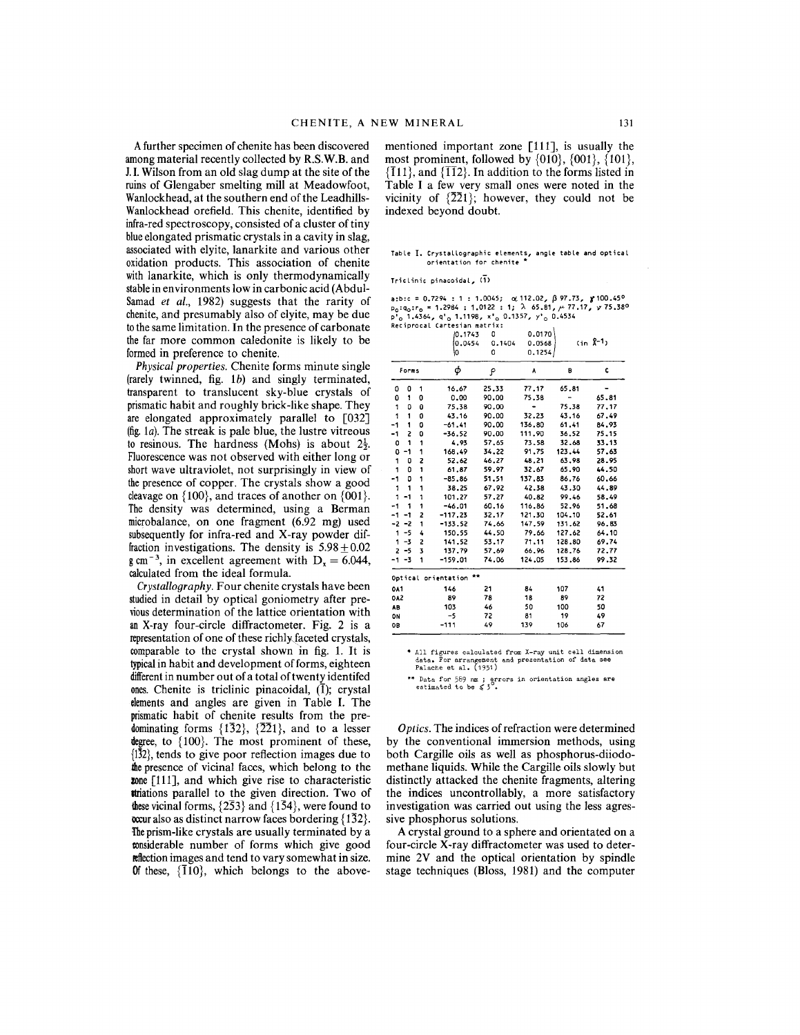A further specimen of chenite has been discovered among material recently collected by R.S.W.B. and J. I. Wilson from an old slag dump at the site of the ruins of Glengaber smelting mill at Meadowfoot, Wanlockhead, at the southern end of the Leadhills-Wanlockhead orefield. This chenite, identified by infra-red spectroscopy, consisted of a cluster of tiny blue elongated prismatic crystals in a cavity in slag, associated with elyite, lanarkite and various other oxidation products. This association of chenite with lanarkite, which is only thermodynamically stable in environments low in carbonic acid (Abdul-Samad *et al.*, 1982) suggests that the rarity of chenite, and presumably also of elyite, may be due to the same limitation. In the presence of carbonate the far more common caledonite is likely to be formed in preference to chenite.

*Physical properties.* Chenite forms minute single (rarely twinned, fig. 1*b*) and singly terminated, transparent to translucent sky-blue crystals of prismatic habit and roughly brick-like shape. They are elongated approximately parallel to [032] (fig. 1*a*). The streak is pale blue, the lustre vitreous to resinous. The hardness (Mohs) is about $2\frac{1}{2}$. Fluorescence was not observed with either long or short wave ultraviolet, not surprisingly in view of the presence of copper. The crystals show a good cleavage on {100}, and traces of another on {001}. The density was determined, using a Berman microbalance, on one fragment (6.92 mg) used subsequently for infra-red and X-ray powder diffraction investigations. The density is $5.98 \pm 0.02$ g cm$^{-3}$, in excellent agreement with $D_x = 6.044$, calculated from the ideal formula.

*Crystallography.* Four chenite crystals have been studied in detail by optical goniometry after previous determination of the lattice orientation with an X-ray four-circle diffractometer. Fig. 2 is a representation of one of these richly faceted crystals, comparable to the crystal shown in fig. 1. It is typical in habit and development of forms, eighteen different in number out of a total of twenty identifed ones. Chenite is triclinic pinacoidal, ($\bar{1}$); crystal elements and angles are given in Table I. The prismatic habit of chenite results from the predominating forms {1$\bar{3}$2}, {$\bar{2}\bar{2}$1}, and to a lesser degree, to {100}. The most prominent of these, {1$\bar{3}$2}, tends to give poor reflection images due to the presence of vicinal faces, which belong to the zone [111], and which give rise to characteristic striations parallel to the given direction. Two of these vicinal forms, {2$\bar{5}$3} and {1$\bar{5}$4}, were found to occur also as distinct narrow faces bordering {1$\bar{3}$2}. The prism-like crystals are usually terminated by a considerable number of forms which give good reflection images and tend to vary somewhat in size. Of these, {$\bar{1}$10}, which belongs to the above-mentioned important zone [111], is usually the most prominent, followed by {010}, {001}, {101}, {$\bar{1}$11}, and {$\bar{1}\bar{1}$2}. In addition to the forms listed in Table I a few very small ones were noted in the vicinity of {$\bar{2}\bar{2}$1}; however, they could not be indexed beyond doubt.

Table I. Crystallographic elements, angle table and optical orientation for chenite *

Triclinic pinacoidal, ($\bar{1}$)

a:b:c = 0.7294 : 1 : 1.0045; α 112.02, β 97.73, γ 100.45°
$p_0:q_0:r_0$ = 1.2984 : 1.0122 : 1; λ 65.81, μ 77.17, ν 75.38°
$p'_0$ 1.4364, $q'_0$ 1.1198, $x'_0$ 0.1357, $y'_0$ 0.4534
Reciprocal Cartesian matrix:

$$\begin{pmatrix} 0.1743 & 0 & 0.0170 \\ 0.0454 & 0.1404 & 0.0568 \\ 0 & 0 & 0.1254 \end{pmatrix} \text{ (in Å}^{-1}\text{)}$$

| Forms | φ | ρ | A | B | C |
|---|---|---|---|---|---|
| 0 0 1 | 16.67 | 25.33 | 77.17 | 65.81 | - |
| 0 1 0 | 0.00 | 90.00 | 75.38 | - | 65.81 |
| 1 0 0 | 75.38 | 90.00 | - | 75.38 | 77.17 |
| 1 1 0 | 43.16 | 90.00 | 32.23 | 43.16 | 67.49 |
| -1 1 0 | -61.41 | 90.00 | 136.80 | 61.41 | 84.93 |
| -1 2 0 | -36.52 | 90.00 | 111.90 | 36.52 | 75.15 |
| 0 1 1 | 4.93 | 57.65 | 73.58 | 32.68 | 33.13 |
| 0 -1 1 | 168.49 | 34.22 | 91.75 | 123.44 | 57.63 |
| 1 0 2 | 52.62 | 46.27 | 48.21 | 63.98 | 28.95 |
| 1 0 1 | 61.87 | 59.97 | 32.67 | 65.90 | 44.50 |
| -1 0 1 | -85.86 | 51.51 | 137.83 | 86.76 | 60.66 |
| 1 1 1 | 38.25 | 67.92 | 42.38 | 43.30 | 44.89 |
| 1 -1 1 | 101.27 | 57.27 | 40.82 | 99.46 | 58.49 |
| -1 1 1 | -46.01 | 60.16 | 116.86 | 52.96 | 51.68 |
| -1 -1 2 | -117.23 | 32.17 | 121.30 | 104.10 | 52.61 |
| -2 -2 1 | -133.52 | 74.66 | 147.59 | 131.62 | 96.83 |
| 1 -5 4 | 150.55 | 44.50 | 79.66 | 127.62 | 64.10 |
| 1 -3 2 | 141.52 | 53.17 | 71.11 | 128.80 | 69.74 |
| 2 -5 3 | 137.79 | 57.69 | 66.96 | 128.76 | 72.77 |
| -1 -3 1 | -159.01 | 74.06 | 124.05 | 153.86 | 99.32 |
| **Optical orientation \*\*** | | | | | |
| OA1 | 146 | 21 | 84 | 107 | 41 |
| OA2 | 89 | 78 | 18 | 89 | 72 |
| AB | 103 | 46 | 50 | 100 | 50 |
| ON | -5 | 72 | 81 | 19 | 49 |
| OB | -111 | 49 | 139 | 106 | 67 |

\* All figures calculated from X-ray unit cell dimension data. For arrangement and presentation of data see Palache et al. (1951)

\*\* Data for 589 nm ; errors in orientation angles are estimated to be ≤ 3°.

*Optics.* The indices of refraction were determined by the conventional immersion methods, using both Cargille oils as well as phosphorus-diiodomethane liquids. While the Cargille oils slowly but distinctly attacked the chenite fragments, altering the indices uncontrollably, a more satisfactory investigation was carried out using the less agressive phosphorus solutions.

A crystal ground to a sphere and orientated on a four-circle X-ray diffractometer was used to determine 2V and the optical orientation by spindle stage techniques (Bloss, 1981) and the computer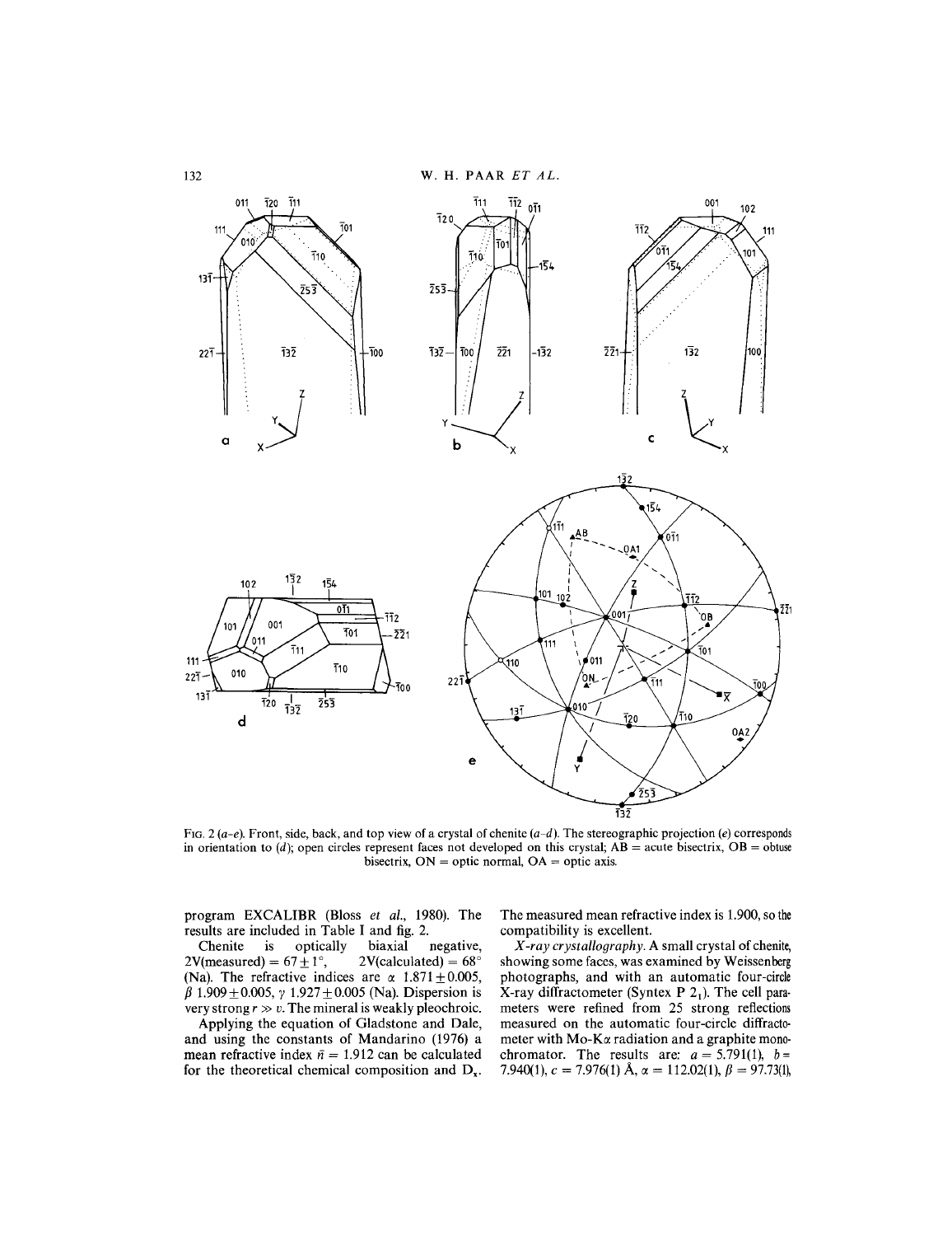FIG. 2 (*a–e*). Front, side, back, and top view of a crystal of chenite (*a–d*). The stereographic projection (*e*) corresponds in orientation to (*d*); open circles represent faces not developed on this crystal; AB = acute bisectrix, OB = obtuse bisectrix, ON = optic normal, OA = optic axis.

program EXCALIBR (Bloss *et al.*, 1980). The results are included in Table I and fig. 2.

Chenite is optically biaxial negative, 2V(measured) = $67 \pm 1°$, 2V(calculated) = $68°$ (Na). The refractive indices are $\alpha$ $1.871 \pm 0.005$, $\beta$ $1.909 \pm 0.005$, $\gamma$ $1.927 \pm 0.005$ (Na). Dispersion is very strong $r \gg v$. The mineral is weakly pleochroic.

Applying the equation of Gladstone and Dale, and using the constants of Mandarino (1976) a mean refractive index $\bar{n} = 1.912$ can be calculated for the theoretical chemical composition and $D_x$. The measured mean refractive index is 1.900, so the compatibility is excellent.

*X-ray crystallography.* A small crystal of chenite, showing some faces, was examined by Weissenberg photographs, and with an automatic four-circle X-ray diffractometer (Syntex P $2_1$). The cell parameters were refined from 25 strong reflections measured on the automatic four-circle diffractometer with Mo-$K\alpha$ radiation and a graphite monochromator. The results are: $a = 5.791(1)$, $b = 7.940(1)$, $c = 7.976(1)$ Å, $\alpha = 112.02(1)$, $\beta = 97.73(1)$,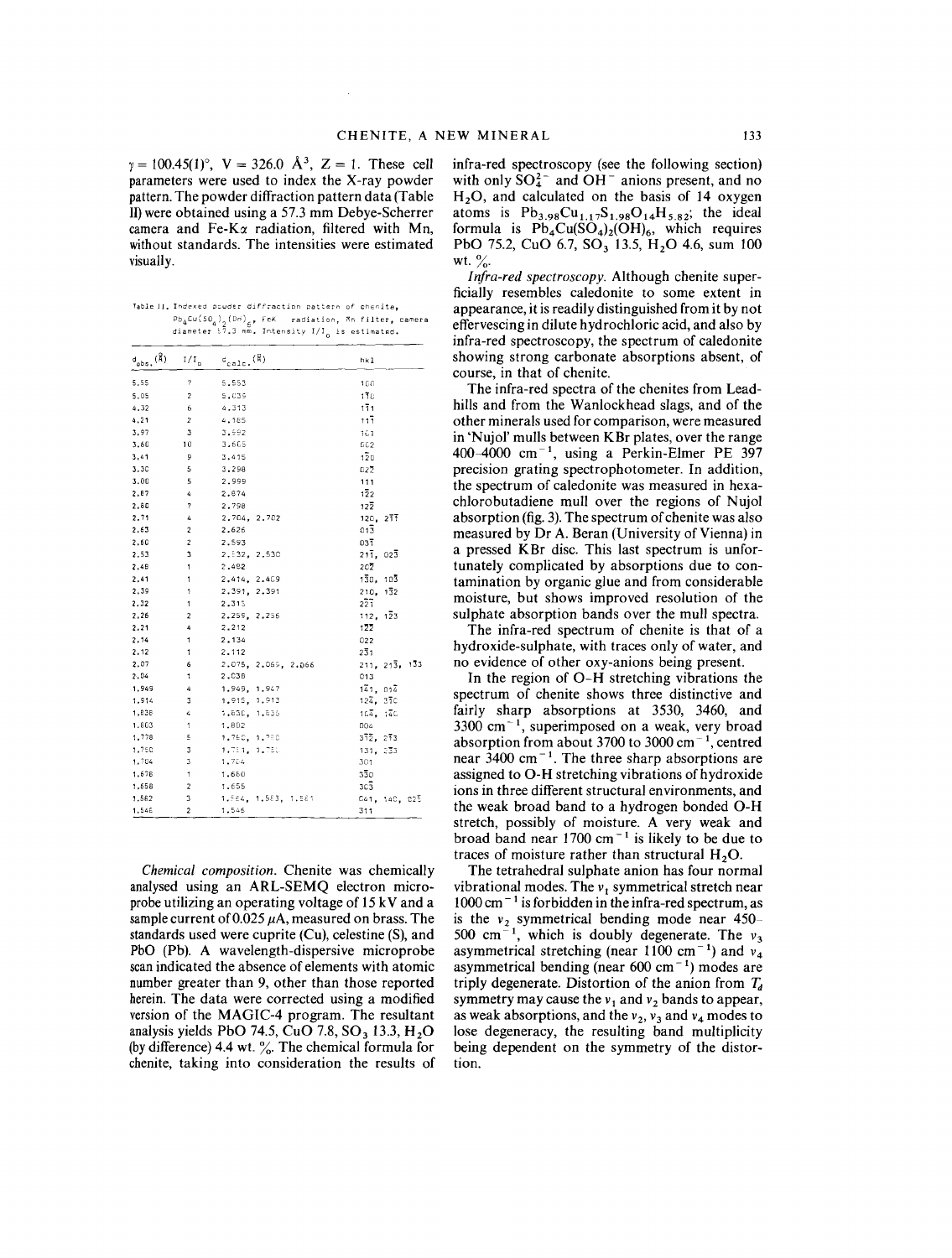$\gamma = 100.45(1)°$, $V = 326.0$ Å$^3$, $Z = 1$. These cell parameters were used to index the X-ray powder pattern. The powder diffraction pattern data (Table II) were obtained using a 57.3 mm Debye-Scherrer camera and Fe-K$\alpha$ radiation, filtered with Mn, without standards. The intensities were estimated visually.

Table II. Indexed powder diffraction pattern of chenite, $Pb_4Cu(SO_4)_2(OH)_6$, FeK radiation, Mn filter, camera diameter 57.3 mm. Intensity $I/I_0$ is estimated.

| $d_{obs.}$(Å) | $I/I_0$ | $d_{calc.}$(Å) | hkl |
|---|---|---|---|
| 5.55 | 7 | 5.553 | 100 |
| 5.05 | 2 | 5.039 | $1\bar{1}0$ |
| 4.32 | 6 | 4.313 | $\bar{1}\bar{1}1$ |
| 4.21 | 2 | 4.185 | $11\bar{1}$ |
| 3.97 | 3 | 3.992 | $\bar{1}01$ |
| 3.60 | 10 | 3.605 | 002 |
| 3.41 | 9 | 3.415 | $1\bar{2}0$ |
| 3.30 | 5 | 3.298 | $02\bar{2}$ |
| 3.00 | 5 | 2.999 | 111 |
| 2.87 | 4 | 2.874 | $1\bar{2}2$ |
| 2.80 | 7 | 2.798 | $12\bar{2}$ |
| 2.71 | 4 | 2.704, 2.702 | $120$, $2\bar{1}\bar{1}$ |
| 2.63 | 2 | 2.626 | $01\bar{3}$ |
| 2.60 | 2 | 2.593 | $03\bar{1}$ |
| 2.53 | 3 | 2.532, 2.530 | $21\bar{1}$, $02\bar{3}$ |
| 2.48 | 1 | 2.482 | $20\bar{2}$ |
| 2.41 | 1 | 2.414, 2.409 | $1\bar{3}0$, $10\bar{3}$ |
| 2.39 | 1 | 2.391, 2.391 | $210$, $1\bar{3}2$ |
| 2.32 | 1 | 2.315 | $2\bar{2}\bar{1}$ |
| 2.26 | 2 | 2.259, 2.256 | $112$, $1\bar{2}3$ |
| 2.21 | 4 | 2.212 | $1\bar{2}\bar{2}$ |
| 2.14 | 1 | 2.134 | 022 |
| 2.12 | 1 | 2.112 | $2\bar{3}1$ |
| 2.07 | 6 | 2.075, 2.069, 2.066 | $211$, $21\bar{3}$, $1\bar{3}3$ |
| 2.04 | 1 | 2.038 | 013 |
| 1.949 | 4 | 1.949, 1.947 | $1\bar{4}1$, $03\bar{4}$ |
| 1.914 | 3 | 1.915, 1.913 | $12\bar{4}$, $3\bar{1}0$ |
| 1.838 | 4 | 1.830, 1.835 | $10\bar{4}$, $1\bar{4}0$ |
| 1.803 | 1 | 1.802 | 004 |
| 1.778 | 5 | 1.780, 1.780 | $3\bar{1}\bar{2}$, $2\bar{1}3$ |
| 1.750 | 3 | 1.751, 1.750 | $131$, $\bar{2}33$ |
| 1.704 | 3 | 1.704 | 301 |
| 1.678 | 1 | 1.680 | $3\bar{3}0$ |
| 1.658 | 2 | 1.655 | $3\bar{0}\bar{3}$ |
| 1.582 | 3 | 1.584, 1.583, 1.581 | $0\bar{4}1$, $1\bar{4}0$, $02\bar{5}$ |
| 1.546 | 2 | 1.545 | 311 |

*Chemical composition.* Chenite was chemically analysed using an ARL-SEMQ electron microprobe utilizing an operating voltage of 15 kV and a sample current of 0.025 $\mu$A, measured on brass. The standards used were cuprite (Cu), celestine (S), and PbO (Pb). A wavelength-dispersive microprobe scan indicated the absence of elements with atomic number greater than 9, other than those reported herein. The data were corrected using a modified version of the MAGIC-4 program. The resultant analysis yields PbO 74.5, CuO 7.8, $SO_3$ 13.3, $H_2O$ (by difference) 4.4 wt. %. The chemical formula for chenite, taking into consideration the results of infra-red spectroscopy (see the following section) with only $SO_4^{2-}$ and $OH^-$ anions present, and no $H_2O$, and calculated on the basis of 14 oxygen atoms is $Pb_{3.98}Cu_{1.17}S_{1.98}O_{14}H_{5.82}$; the ideal formula is $Pb_4Cu(SO_4)_2(OH)_6$, which requires PbO 75.2, CuO 6.7, $SO_3$ 13.5, $H_2O$ 4.6, sum 100 wt. %.

*Infra-red spectroscopy.* Although chenite superficially resembles caledonite to some extent in appearance, it is readily distinguished from it by not effervescing in dilute hydrochloric acid, and also by infra-red spectroscopy, the spectrum of caledonite showing strong carbonate absorptions absent, of course, in that of chenite.

The infra-red spectra of the chenites from Leadhills and from the Wanlockhead slags, and of the other minerals used for comparison, were measured in 'Nujol' mulls between KBr plates, over the range 400–4000 cm$^{-1}$, using a Perkin-Elmer PE 397 precision grating spectrophotometer. In addition, the spectrum of caledonite was measured in hexachlorobutadiene mull over the regions of Nujol absorption (fig. 3). The spectrum of chenite was also measured by Dr A. Beran (University of Vienna) in a pressed KBr disc. This last spectrum is unfortunately complicated by absorptions due to contamination by organic glue and from considerable moisture, but shows improved resolution of the sulphate absorption bands over the mull spectra.

The infra-red spectrum of chenite is that of a hydroxide-sulphate, with traces only of water, and no evidence of other oxy-anions being present.

In the region of O-H stretching vibrations the spectrum of chenite shows three distinctive and fairly sharp absorptions at 3530, 3460, and 3300 cm$^{-1}$, superimposed on a weak, very broad absorption from about 3700 to 3000 cm$^{-1}$, centred near 3400 cm$^{-1}$. The three sharp absorptions are assigned to O-H stretching vibrations of hydroxide ions in three different structural environments, and the weak broad band to a hydrogen bonded O-H stretch, possibly of moisture. A very weak and broad band near 1700 cm$^{-1}$ is likely to be due to traces of moisture rather than structural $H_2O$.

The tetrahedral sulphate anion has four normal vibrational modes. The $\nu_1$ symmetrical stretch near 1000 cm$^{-1}$ is forbidden in the infra-red spectrum, as is the $\nu_2$ symmetrical bending mode near 450–500 cm$^{-1}$, which is doubly degenerate. The $\nu_3$ asymmetrical stretching (near 1100 cm$^{-1}$) and $\nu_4$ asymmetrical bending (near 600 cm$^{-1}$) modes are triply degenerate. Distortion of the anion from $T_d$ symmetry may cause the $\nu_1$ and $\nu_2$ bands to appear, as weak absorptions, and the $\nu_2$, $\nu_3$ and $\nu_4$ modes to lose degeneracy, the resulting band multiplicity being dependent on the symmetry of the distortion.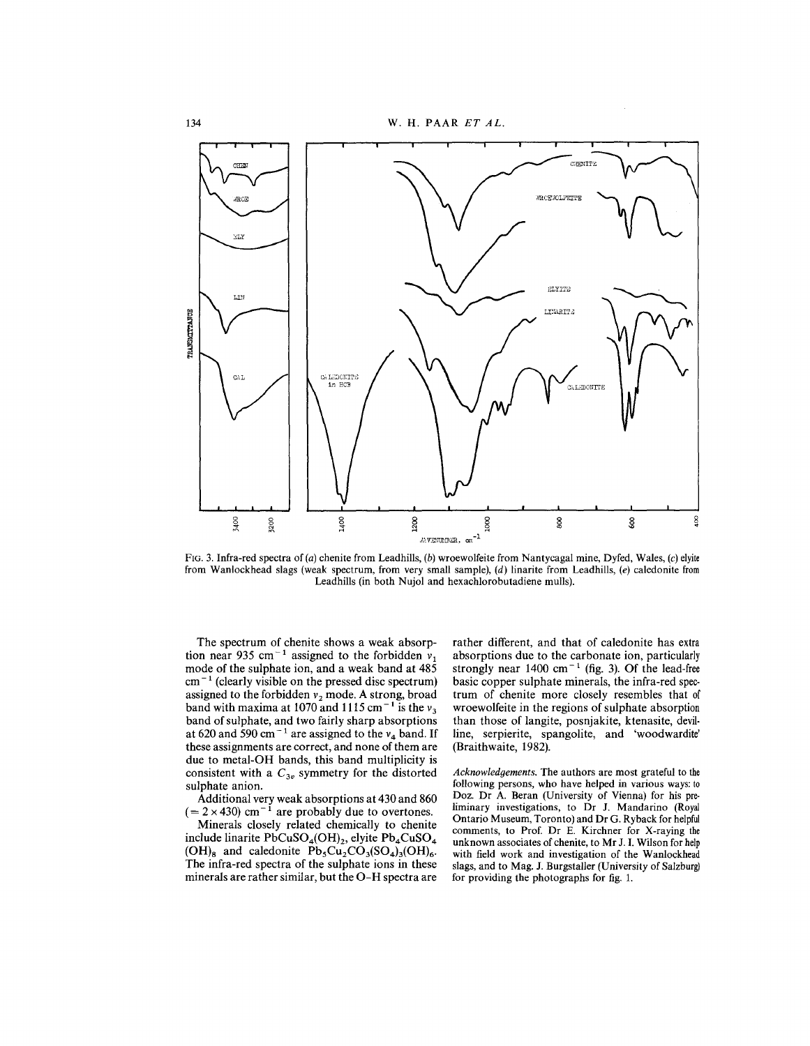FIG. 3. Infra-red spectra of (a) chenite from Leadhills, (b) wroewolfeite from Nantycagal mine, Dyfed, Wales, (c) elyite from Wanlockhead slags (weak spectrum, from very small sample), (d) linarite from Leadhills, (e) caledonite from Leadhills (in both Nujol and hexachlorobutadiene mulls).

The spectrum of chenite shows a weak absorption near 935 $cm^{-1}$ assigned to the forbidden $\nu_1$ mode of the sulphate ion, and a weak band at 485 $cm^{-1}$ (clearly visible on the pressed disc spectrum) assigned to the forbidden $\nu_2$ mode. A strong, broad band with maxima at 1070 and 1115 $cm^{-1}$ is the $\nu_3$ band of sulphate, and two fairly sharp absorptions at 620 and 590 $cm^{-1}$ are assigned to the $\nu_4$ band. If these assignments are correct, and none of them are due to metal-OH bands, this band multiplicity is consistent with a $C_{3v}$ symmetry for the distorted sulphate anion.

Additional very weak absorptions at 430 and 860 ($= 2 \times 430$) $cm^{-1}$ are probably due to overtones.

Minerals closely related chemically to chenite include linarite $PbCuSO_4(OH)_2$, elyite $Pb_4CuSO_4(OH)_8$ and caledonite $Pb_5Cu_2CO_3(SO_4)_3(OH)_6$. The infra-red spectra of the sulphate ions in these minerals are rather similar, but the O–H spectra are rather different, and that of caledonite has extra absorptions due to the carbonate ion, particularly strongly near 1400 $cm^{-1}$ (fig. 3). Of the lead-free basic copper sulphate minerals, the infra-red spectrum of chenite more closely resembles that of wroewolfeite in the regions of sulphate absorption than those of langite, posnjakite, ktenasite, devilline, serpierite, spangolite, and 'woodwardite' (Braithwaite, 1982).

*Acknowledgements.* The authors are most grateful to the following persons, who have helped in various ways: to Doz. Dr A. Beran (University of Vienna) for his preliminary investigations, to Dr J. Mandarino (Royal Ontario Museum, Toronto) and Dr G. Ryback for helpful comments, to Prof. Dr E. Kirchner for X-raying the unknown associates of chenite, to Mr J. I. Wilson for help with field work and investigation of the Wanlockhead slags, and to Mag. J. Burgstaller (University of Salzburg) for providing the photographs for fig. 1.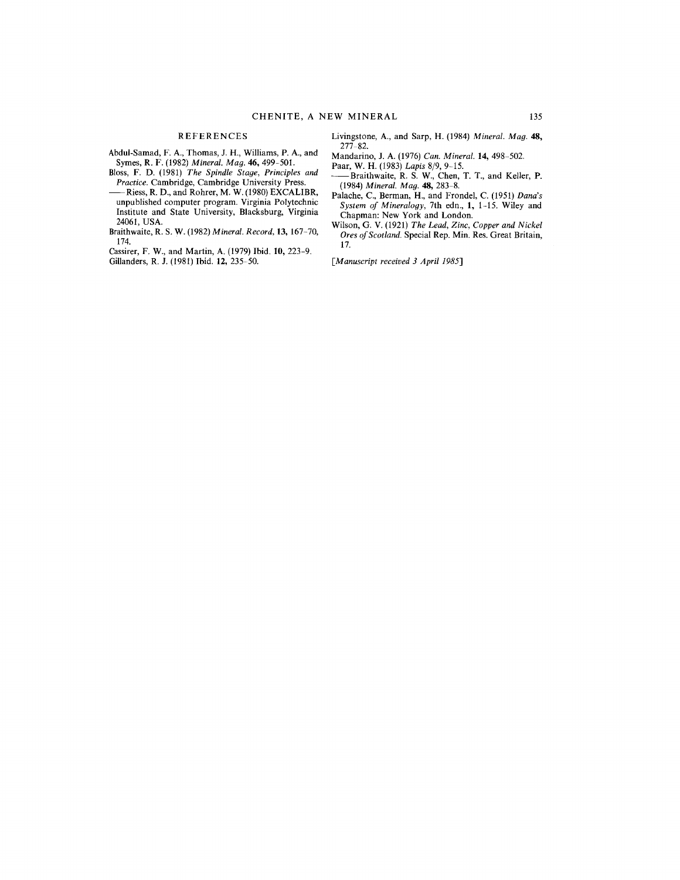## REFERENCES

Abdul-Samad, F. A., Thomas, J. H., Williams, P. A., and Symes, R. F. (1982) *Mineral. Mag.* **46,** 499–501.

Bloss, F. D. (1981) *The Spindle Stage, Principles and Practice.* Cambridge, Cambridge University Press.

—— Riess, R. D., and Rohrer, M. W. (1980) EXCALIBR, unpublished computer program. Virginia Polytechnic Institute and State University, Blacksburg, Virginia 24061, USA.

Braithwaite, R. S. W. (1982) *Mineral. Record,* **13,** 167–70, 174.

Cassirer, F. W., and Martin, A. (1979) Ibid. **10,** 223–9.

Gillanders, R. J. (1981) Ibid. **12,** 235–50.

Livingstone, A., and Sarp, H. (1984) *Mineral. Mag.* **48,** 277–82.

Mandarino, J. A. (1976) *Can. Mineral.* **14,** 498–502.

Paar, W. H. (1983) *Lapis* 8/9, 9–15.

—— Braithwaite, R. S. W., Chen, T. T., and Keller, P. (1984) *Mineral. Mag.* **48,** 283–8.

Palache, C., Berman, H., and Frondel, C. (1951) *Dana's System of Mineralogy,* 7th edn., **1,** 1–15. Wiley and Chapman: New York and London.

Wilson, G. V. (1921) *The Lead, Zinc, Copper and Nickel Ores of Scotland.* Special Rep. Min. Res. Great Britain, 17.

[*Manuscript received 3 April 1985*]